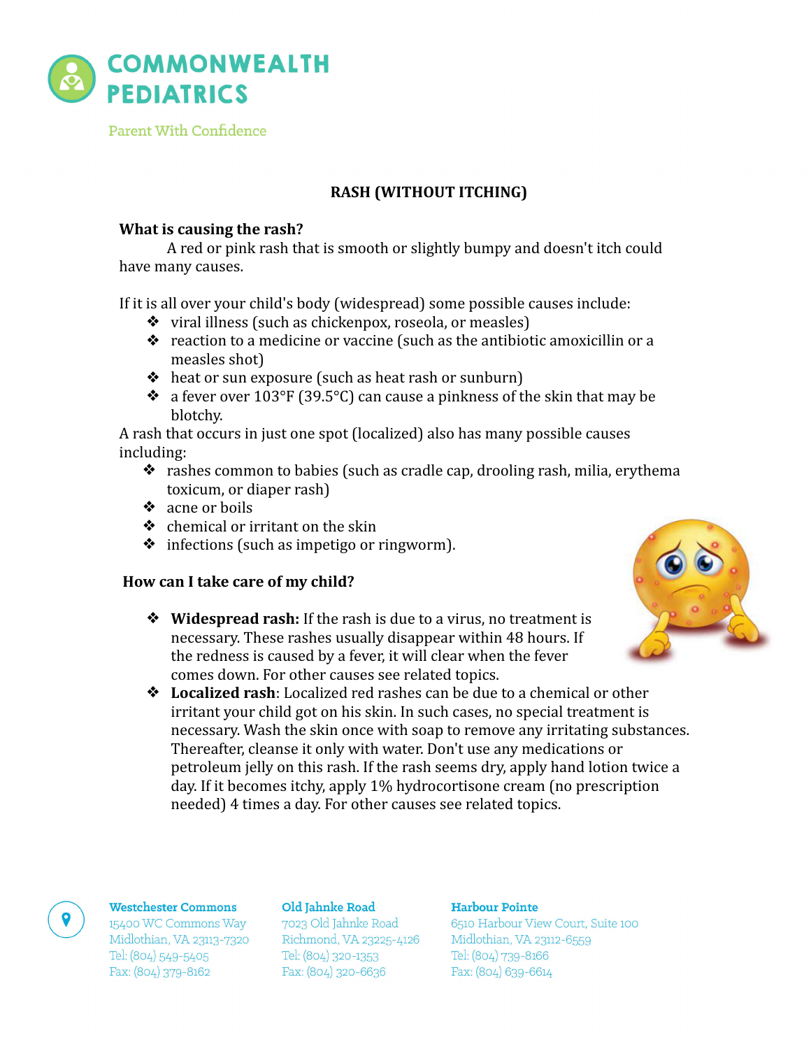COMMONWEALTH PEDIATRICS

Parent With Confidence

# RASH (WITHOUT ITCHING)

**What is causing the rash?**

A red or pink rash that is smooth or slightly bumpy and doesn't itch could have many causes.

If it is all over your child's body (widespread) some possible causes include:

- viral illness (such as chickenpox, roseola, or measles)
- reaction to a medicine or vaccine (such as the antibiotic amoxicillin or a measles shot)
- heat or sun exposure (such as heat rash or sunburn)
- a fever over 103°F (39.5°C) can cause a pinkness of the skin that may be blotchy.

A rash that occurs in just one spot (localized) also has many possible causes including:

- rashes common to babies (such as cradle cap, drooling rash, milia, erythema toxicum, or diaper rash)
- acne or boils
- chemical or irritant on the skin
- infections (such as impetigo or ringworm).

**How can I take care of my child?**

- **Widespread rash:** If the rash is due to a virus, no treatment is necessary. These rashes usually disappear within 48 hours. If the redness is caused by a fever, it will clear when the fever comes down. For other causes see related topics.
- **Localized rash**: Localized red rashes can be due to a chemical or other irritant your child got on his skin. In such cases, no special treatment is necessary. Wash the skin once with soap to remove any irritating substances. Thereafter, cleanse it only with water. Don't use any medications or petroleum jelly on this rash. If the rash seems dry, apply hand lotion twice a day. If it becomes itchy, apply 1% hydrocortisone cream (no prescription needed) 4 times a day. For other causes see related topics.

**Westchester Commons**
15400 WC Commons Way
Midlothian, VA 23113-7320
Tel: (804) 549-5405
Fax: (804) 379-8162

**Old Jahnke Road**
7023 Old Jahnke Road
Richmond, VA 23225-4126
Tel: (804) 320-1353
Fax: (804) 320-6636

**Harbour Pointe**
6510 Harbour View Court, Suite 100
Midlothian, VA 23112-6559
Tel: (804) 739-8166
Fax: (804) 639-6614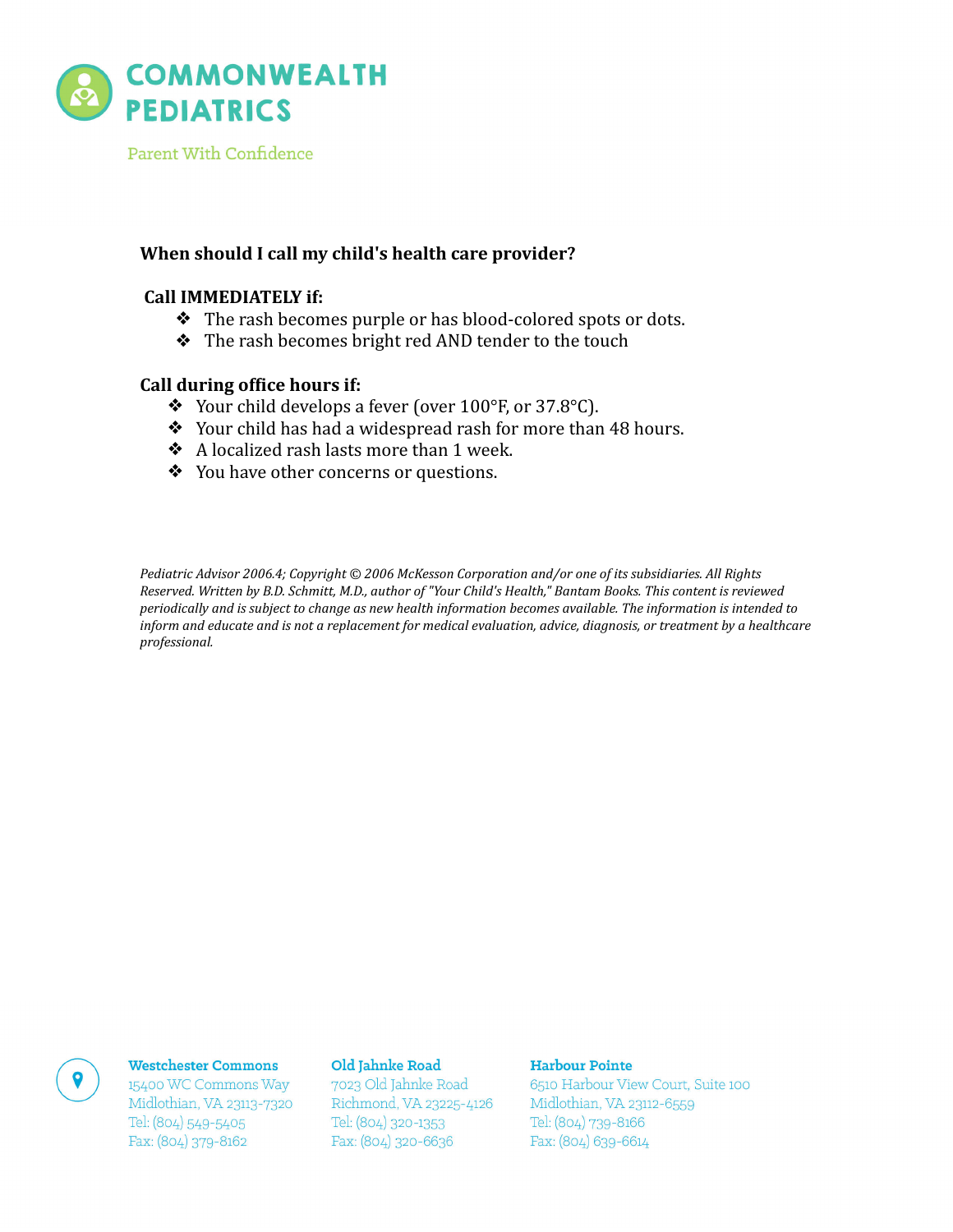# COMMONWEALTH PEDIATRICS

Parent With Confidence

**When should I call my child's health care provider?**

**Call IMMEDIATELY if:**

- The rash becomes purple or has blood-colored spots or dots.
- The rash becomes bright red AND tender to the touch

**Call during office hours if:**

- Your child develops a fever (over 100°F, or 37.8°C).
- Your child has had a widespread rash for more than 48 hours.
- A localized rash lasts more than 1 week.
- You have other concerns or questions.

*Pediatric Advisor 2006.4; Copyright © 2006 McKesson Corporation and/or one of its subsidiaries. All Rights Reserved. Written by B.D. Schmitt, M.D., author of "Your Child's Health," Bantam Books. This content is reviewed periodically and is subject to change as new health information becomes available. The information is intended to inform and educate and is not a replacement for medical evaluation, advice, diagnosis, or treatment by a healthcare professional.*

**Westchester Commons**
15400 WC Commons Way
Midlothian, VA 23113-7320
Tel: (804) 549-5405
Fax: (804) 379-8162

**Old Jahnke Road**
7023 Old Jahnke Road
Richmond, VA 23225-4126
Tel: (804) 320-1353
Fax: (804) 320-6636

**Harbour Pointe**
6510 Harbour View Court, Suite 100
Midlothian, VA 23112-6559
Tel: (804) 739-8166
Fax: (804) 639-6614